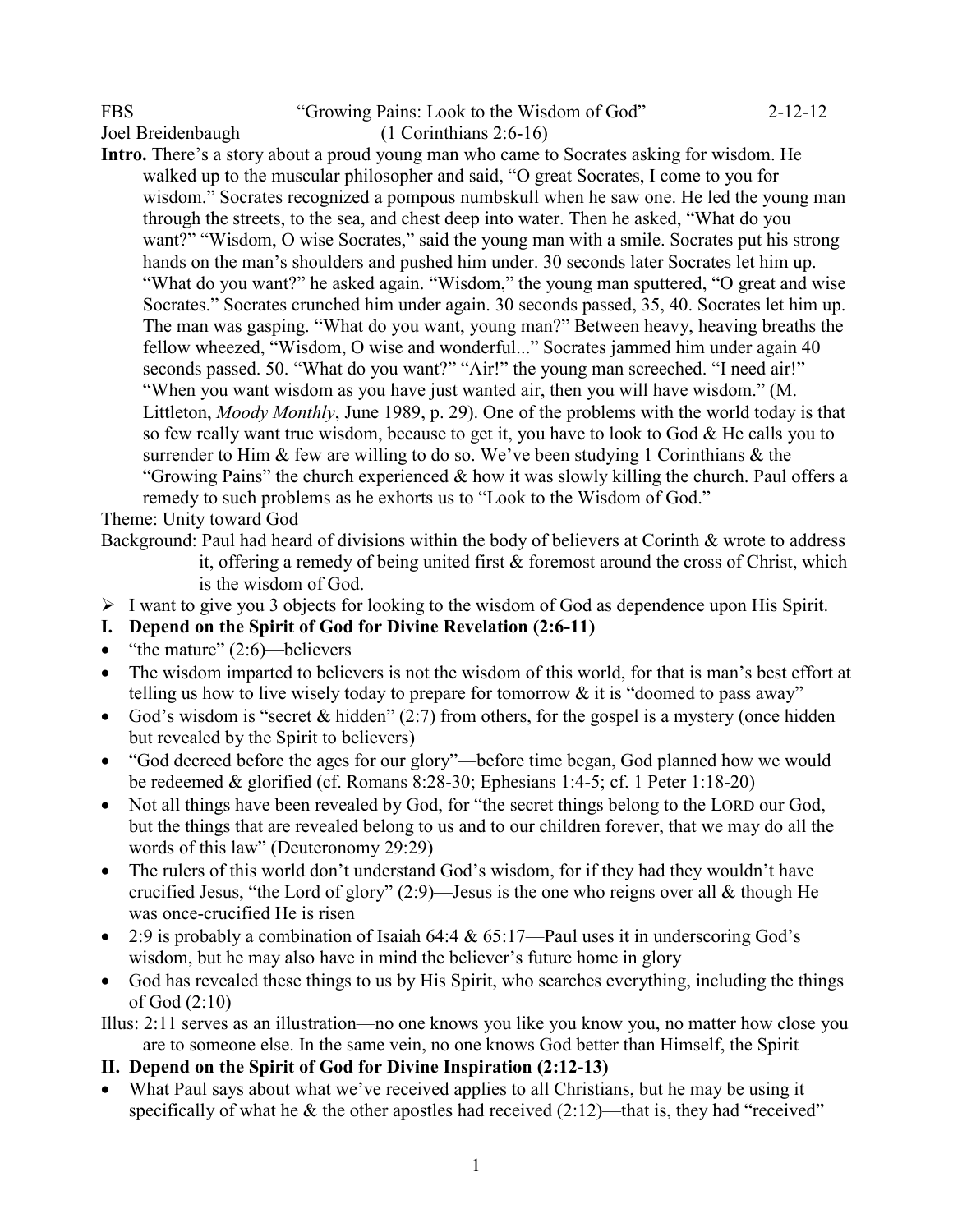FBS "Growing Pains: Look to the Wisdom of God" 2-12-12
Joel Breidenbaugh (1 Corinthians 2:6-16)

**Intro.** There's a story about a proud young man who came to Socrates asking for wisdom. He walked up to the muscular philosopher and said, "O great Socrates, I come to you for wisdom." Socrates recognized a pompous numbskull when he saw one. He led the young man through the streets, to the sea, and chest deep into water. Then he asked, "What do you want?" "Wisdom, O wise Socrates," said the young man with a smile. Socrates put his strong hands on the man's shoulders and pushed him under. 30 seconds later Socrates let him up. "What do you want?" he asked again. "Wisdom," the young man sputtered, "O great and wise Socrates." Socrates crunched him under again. 30 seconds passed, 35, 40. Socrates let him up. The man was gasping. "What do you want, young man?" Between heavy, heaving breaths the fellow wheezed, "Wisdom, O wise and wonderful..." Socrates jammed him under again 40 seconds passed. 50. "What do you want?" "Air!" the young man screeched. "I need air!" "When you want wisdom as you have just wanted air, then you will have wisdom." (M. Littleton, *Moody Monthly*, June 1989, p. 29). One of the problems with the world today is that so few really want true wisdom, because to get it, you have to look to God & He calls you to surrender to Him & few are willing to do so. We've been studying 1 Corinthians & the "Growing Pains" the church experienced & how it was slowly killing the church. Paul offers a remedy to such problems as he exhorts us to "Look to the Wisdom of God."

Theme: Unity toward God

Background: Paul had heard of divisions within the body of believers at Corinth & wrote to address it, offering a remedy of being united first & foremost around the cross of Christ, which is the wisdom of God.

- I want to give you 3 objects for looking to the wisdom of God as dependence upon His Spirit.

**I. Depend on the Spirit of God for Divine Revelation (2:6-11)**

- "the mature" (2:6)—believers
- The wisdom imparted to believers is not the wisdom of this world, for that is man's best effort at telling us how to live wisely today to prepare for tomorrow & it is "doomed to pass away"
- God's wisdom is "secret & hidden" (2:7) from others, for the gospel is a mystery (once hidden but revealed by the Spirit to believers)
- "God decreed before the ages for our glory"—before time began, God planned how we would be redeemed & glorified (cf. Romans 8:28-30; Ephesians 1:4-5; cf. 1 Peter 1:18-20)
- Not all things have been revealed by God, for "the secret things belong to the LORD our God, but the things that are revealed belong to us and to our children forever, that we may do all the words of this law" (Deuteronomy 29:29)
- The rulers of this world don't understand God's wisdom, for if they had they wouldn't have crucified Jesus, "the Lord of glory" (2:9)—Jesus is the one who reigns over all & though He was once-crucified He is risen
- 2:9 is probably a combination of Isaiah 64:4 & 65:17—Paul uses it in underscoring God's wisdom, but he may also have in mind the believer's future home in glory
- God has revealed these things to us by His Spirit, who searches everything, including the things of God (2:10)

Illus: 2:11 serves as an illustration—no one knows you like you know you, no matter how close you are to someone else. In the same vein, no one knows God better than Himself, the Spirit

**II. Depend on the Spirit of God for Divine Inspiration (2:12-13)**

- What Paul says about what we've received applies to all Christians, but he may be using it specifically of what he & the other apostles had received (2:12)—that is, they had "received"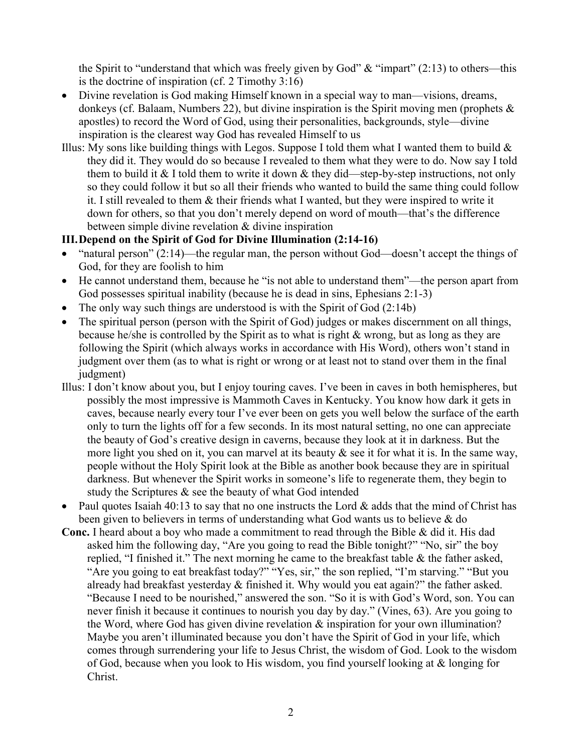the Spirit to "understand that which was freely given by God" & "impart" (2:13) to others—this is the doctrine of inspiration (cf. 2 Timothy 3:16)

- Divine revelation is God making Himself known in a special way to man—visions, dreams, donkeys (cf. Balaam, Numbers 22), but divine inspiration is the Spirit moving men (prophets & apostles) to record the Word of God, using their personalities, backgrounds, style—divine inspiration is the clearest way God has revealed Himself to us

Illus: My sons like building things with Legos. Suppose I told them what I wanted them to build & they did it. They would do so because I revealed to them what they were to do. Now say I told them to build it & I told them to write it down & they did—step-by-step instructions, not only so they could follow it but so all their friends who wanted to build the same thing could follow it. I still revealed to them & their friends what I wanted, but they were inspired to write it down for others, so that you don't merely depend on word of mouth—that's the difference between simple divine revelation & divine inspiration

## III. Depend on the Spirit of God for Divine Illumination (2:14-16)

- "natural person" (2:14)—the regular man, the person without God—doesn't accept the things of God, for they are foolish to him
- He cannot understand them, because he "is not able to understand them"—the person apart from God possesses spiritual inability (because he is dead in sins, Ephesians 2:1-3)
- The only way such things are understood is with the Spirit of God (2:14b)
- The spiritual person (person with the Spirit of God) judges or makes discernment on all things, because he/she is controlled by the Spirit as to what is right & wrong, but as long as they are following the Spirit (which always works in accordance with His Word), others won't stand in judgment over them (as to what is right or wrong or at least not to stand over them in the final judgment)

Illus: I don't know about you, but I enjoy touring caves. I've been in caves in both hemispheres, but possibly the most impressive is Mammoth Caves in Kentucky. You know how dark it gets in caves, because nearly every tour I've ever been on gets you well below the surface of the earth only to turn the lights off for a few seconds. In its most natural setting, no one can appreciate the beauty of God's creative design in caverns, because they look at it in darkness. But the more light you shed on it, you can marvel at its beauty & see it for what it is. In the same way, people without the Holy Spirit look at the Bible as another book because they are in spiritual darkness. But whenever the Spirit works in someone's life to regenerate them, they begin to study the Scriptures & see the beauty of what God intended

- Paul quotes Isaiah 40:13 to say that no one instructs the Lord & adds that the mind of Christ has been given to believers in terms of understanding what God wants us to believe & do

**Conc.** I heard about a boy who made a commitment to read through the Bible & did it. His dad asked him the following day, "Are you going to read the Bible tonight?" "No, sir" the boy replied, "I finished it." The next morning he came to the breakfast table & the father asked, "Are you going to eat breakfast today?" "Yes, sir," the son replied, "I'm starving." "But you already had breakfast yesterday & finished it. Why would you eat again?" the father asked. "Because I need to be nourished," answered the son. "So it is with God's Word, son. You can never finish it because it continues to nourish you day by day." (Vines, 63). Are you going to the Word, where God has given divine revelation & inspiration for your own illumination? Maybe you aren't illuminated because you don't have the Spirit of God in your life, which comes through surrendering your life to Jesus Christ, the wisdom of God. Look to the wisdom of God, because when you look to His wisdom, you find yourself looking at & longing for Christ.